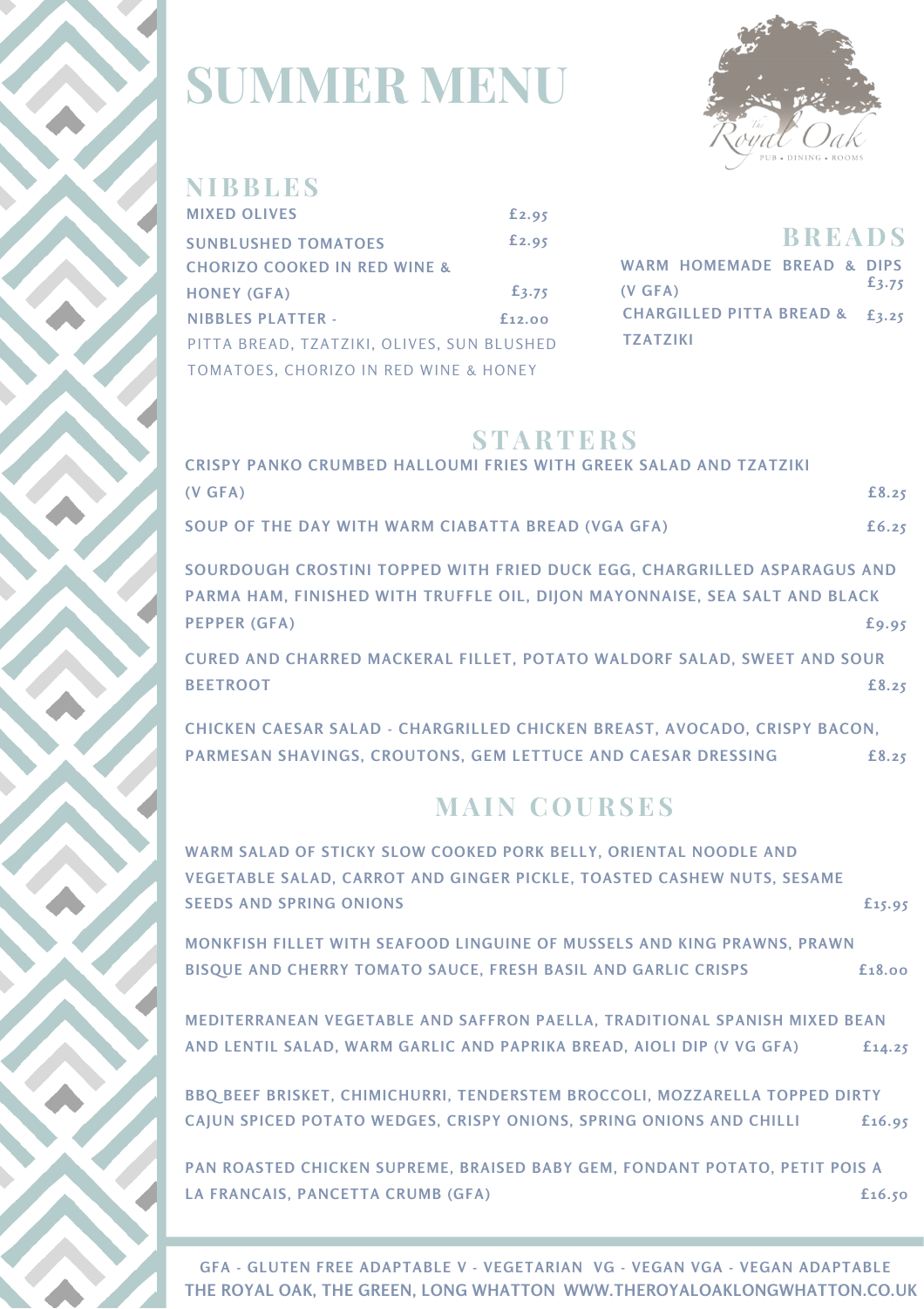# SUMMER MENU

The Royal Oak
PUB • DINING • ROOMS

## NIBBLES

MIXED OLIVES £2.95

SUNBLUSHED TOMATOES £2.95

CHORIZO COOKED IN RED WINE & HONEY (GFA) £3.75

NIBBLES PLATTER - £12.00
PITTA BREAD, TZATZIKI, OLIVES, SUN BLUSHED TOMATOES, CHORIZO IN RED WINE & HONEY

## BREADS

WARM HOMEMADE BREAD & DIPS (V GFA) £3.75

CHARGILLED PITTA BREAD & TZATZIKI £3.25

## STARTERS

CRISPY PANKO CRUMBED HALLOUMI FRIES WITH GREEK SALAD AND TZATZIKI (V GFA) £8.25

SOUP OF THE DAY WITH WARM CIABATTA BREAD (VGA GFA) £6.25

SOURDOUGH CROSTINI TOPPED WITH FRIED DUCK EGG, CHARGRILLED ASPARAGUS AND PARMA HAM, FINISHED WITH TRUFFLE OIL, DIJON MAYONNAISE, SEA SALT AND BLACK PEPPER (GFA) £9.95

CURED AND CHARRED MACKERAL FILLET, POTATO WALDORF SALAD, SWEET AND SOUR BEETROOT £8.25

CHICKEN CAESAR SALAD - CHARGRILLED CHICKEN BREAST, AVOCADO, CRISPY BACON, PARMESAN SHAVINGS, CROUTONS, GEM LETTUCE AND CAESAR DRESSING £8.25

## MAIN COURSES

WARM SALAD OF STICKY SLOW COOKED PORK BELLY, ORIENTAL NOODLE AND VEGETABLE SALAD, CARROT AND GINGER PICKLE, TOASTED CASHEW NUTS, SESAME SEEDS AND SPRING ONIONS £15.95

MONKFISH FILLET WITH SEAFOOD LINGUINE OF MUSSELS AND KING PRAWNS, PRAWN BISQUE AND CHERRY TOMATO SAUCE, FRESH BASIL AND GARLIC CRISPS £18.00

MEDITERRANEAN VEGETABLE AND SAFFRON PAELLA, TRADITIONAL SPANISH MIXED BEAN AND LENTIL SALAD, WARM GARLIC AND PAPRIKA BREAD, AIOLI DIP (V VG GFA) £14.25

BBQ BEEF BRISKET, CHIMICHURRI, TENDERSTEM BROCCOLI, MOZZARELLA TOPPED DIRTY CAJUN SPICED POTATO WEDGES, CRISPY ONIONS, SPRING ONIONS AND CHILLI £16.95

PAN ROASTED CHICKEN SUPREME, BRAISED BABY GEM, FONDANT POTATO, PETIT POIS A LA FRANCAIS, PANCETTA CRUMB (GFA) £16.50

GFA - GLUTEN FREE ADAPTABLE V - VEGETARIAN VG - VEGAN VGA - VEGAN ADAPTABLE

THE ROYAL OAK, THE GREEN, LONG WHATTON WWW.THEROYALOAKLONGWHATTON.CO.UK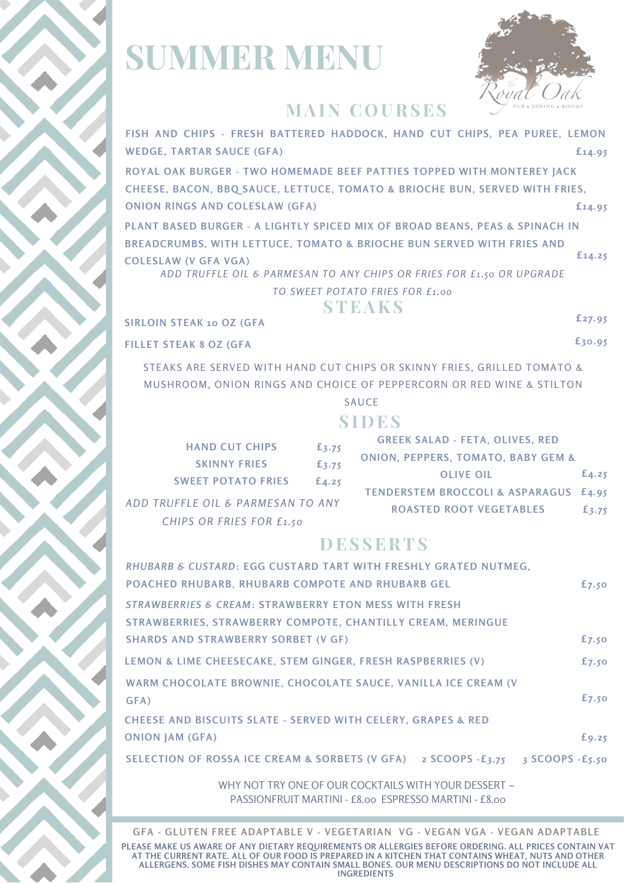# SUMMER MENU

## MAIN COURSES

FISH AND CHIPS - FRESH BATTERED HADDOCK, HAND CUT CHIPS, PEA PUREE, LEMON WEDGE, TARTAR SAUCE (GFA) £14.95

ROYAL OAK BURGER - TWO HOMEMADE BEEF PATTIES TOPPED WITH MONTEREY JACK CHEESE, BACON, BBQ SAUCE, LETTUCE, TOMATO & BRIOCHE BUN, SERVED WITH FRIES, ONION RINGS AND COLESLAW (GFA) £14.95

PLANT BASED BURGER - A LIGHTLY SPICED MIX OF BROAD BEANS, PEAS & SPINACH IN BREADCRUMBS, WITH LETTUCE, TOMATO & BRIOCHE BUN SERVED WITH FRIES AND COLESLAW (V GFA VGA) £14.25

*ADD TRUFFLE OIL & PARMESAN TO ANY CHIPS OR FRIES FOR £1.50 OR UPGRADE TO SWEET POTATO FRIES FOR £1.00*

## STEAKS

SIRLOIN STEAK 10 OZ (GFA £27.95

FILLET STEAK 8 OZ (GFA £30.95

STEAKS ARE SERVED WITH HAND CUT CHIPS OR SKINNY FRIES, GRILLED TOMATO & MUSHROOM, ONION RINGS AND CHOICE OF PEPPERCORN OR RED WINE & STILTON SAUCE

## SIDES

HAND CUT CHIPS £3.75

SKINNY FRIES £3.75

SWEET POTATO FRIES £4.25

*ADD TRUFFLE OIL & PARMESAN TO ANY CHIPS OR FRIES FOR £1.50*

GREEK SALAD - FETA, OLIVES, RED ONION, PEPPERS, TOMATO, BABY GEM & OLIVE OIL £4.25

TENDERSTEM BROCCOLI & ASPARAGUS £4.95

ROASTED ROOT VEGETABLES £3.75

## DESSERTS

*RHUBARB & CUSTARD*: EGG CUSTARD TART WITH FRESHLY GRATED NUTMEG, POACHED RHUBARB, RHUBARB COMPOTE AND RHUBARB GEL £7.50

*STRAWBERRIES & CREAM*: STRAWBERRY ETON MESS WITH FRESH STRAWBERRIES, STRAWBERRY COMPOTE, CHANTILLY CREAM, MERINGUE SHARDS AND STRAWBERRY SORBET (V GF) £7.50

LEMON & LIME CHEESECAKE, STEM GINGER, FRESH RASPBERRIES (V) £7.50

WARM CHOCOLATE BROWNIE, CHOCOLATE SAUCE, VANILLA ICE CREAM (V GFA) £7.50

CHEESE AND BISCUITS SLATE - SERVED WITH CELERY, GRAPES & RED ONION JAM (GFA) £9.25

SELECTION OF ROSSA ICE CREAM & SORBETS (V GFA) 2 SCOOPS -£3.75 3 SCOOPS -£5.50

WHY NOT TRY ONE OF OUR COCKTAILS WITH YOUR DESSERT ~
PASSIONFRUIT MARTINI - £8.00 ESPRESSO MARTINI - £8.00

GFA - GLUTEN FREE ADAPTABLE V - VEGETARIAN VG - VEGAN VGA - VEGAN ADAPTABLE

PLEASE MAKE US AWARE OF ANY DIETARY REQUIREMENTS OR ALLERGIES BEFORE ORDERING. ALL PRICES CONTAIN VAT AT THE CURRENT RATE. ALL OF OUR FOOD IS PREPARED IN A KITCHEN THAT CONTAINS WHEAT, NUTS AND OTHER ALLERGENS. SOME FISH DISHES MAY CONTAIN SMALL BONES. OUR MENU DESCRIPTIONS DO NOT INCLUDE ALL INGREDIENTS